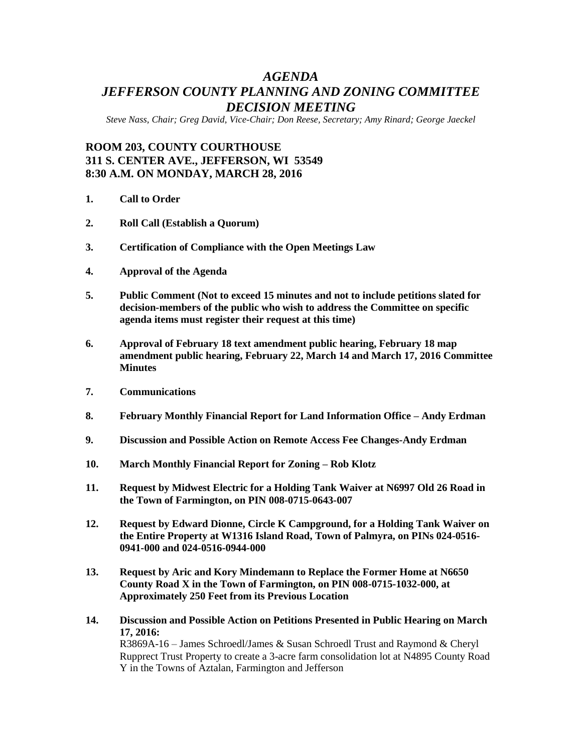# *AGENDA*
# *JEFFERSON COUNTY PLANNING AND ZONING COMMITTEE DECISION MEETING*

*Steve Nass, Chair; Greg David, Vice-Chair; Don Reese, Secretary; Amy Rinard; George Jaeckel*

**ROOM 203, COUNTY COURTHOUSE**
**311 S. CENTER AVE., JEFFERSON, WI 53549**
**8:30 A.M. ON MONDAY, MARCH 28, 2016**

1. **Call to Order**

2. **Roll Call (Establish a Quorum)**

3. **Certification of Compliance with the Open Meetings Law**

4. **Approval of the Agenda**

5. **Public Comment (Not to exceed 15 minutes and not to include petitions slated for decision-members of the public who wish to address the Committee on specific agenda items must register their request at this time)**

6. **Approval of February 18 text amendment public hearing, February 18 map amendment public hearing, February 22, March 14 and March 17, 2016 Committee Minutes**

7. **Communications**

8. **February Monthly Financial Report for Land Information Office – Andy Erdman**

9. **Discussion and Possible Action on Remote Access Fee Changes-Andy Erdman**

10. **March Monthly Financial Report for Zoning – Rob Klotz**

11. **Request by Midwest Electric for a Holding Tank Waiver at N6997 Old 26 Road in the Town of Farmington, on PIN 008-0715-0643-007**

12. **Request by Edward Dionne, Circle K Campground, for a Holding Tank Waiver on the Entire Property at W1316 Island Road, Town of Palmyra, on PINs 024-0516-0941-000 and 024-0516-0944-000**

13. **Request by Aric and Kory Mindemann to Replace the Former Home at N6650 County Road X in the Town of Farmington, on PIN 008-0715-1032-000, at Approximately 250 Feet from its Previous Location**

14. **Discussion and Possible Action on Petitions Presented in Public Hearing on March 17, 2016:**
    R3869A-16 – James Schroedl/James & Susan Schroedl Trust and Raymond & Cheryl Rupprect Trust Property to create a 3-acre farm consolidation lot at N4895 County Road Y in the Towns of Aztalan, Farmington and Jefferson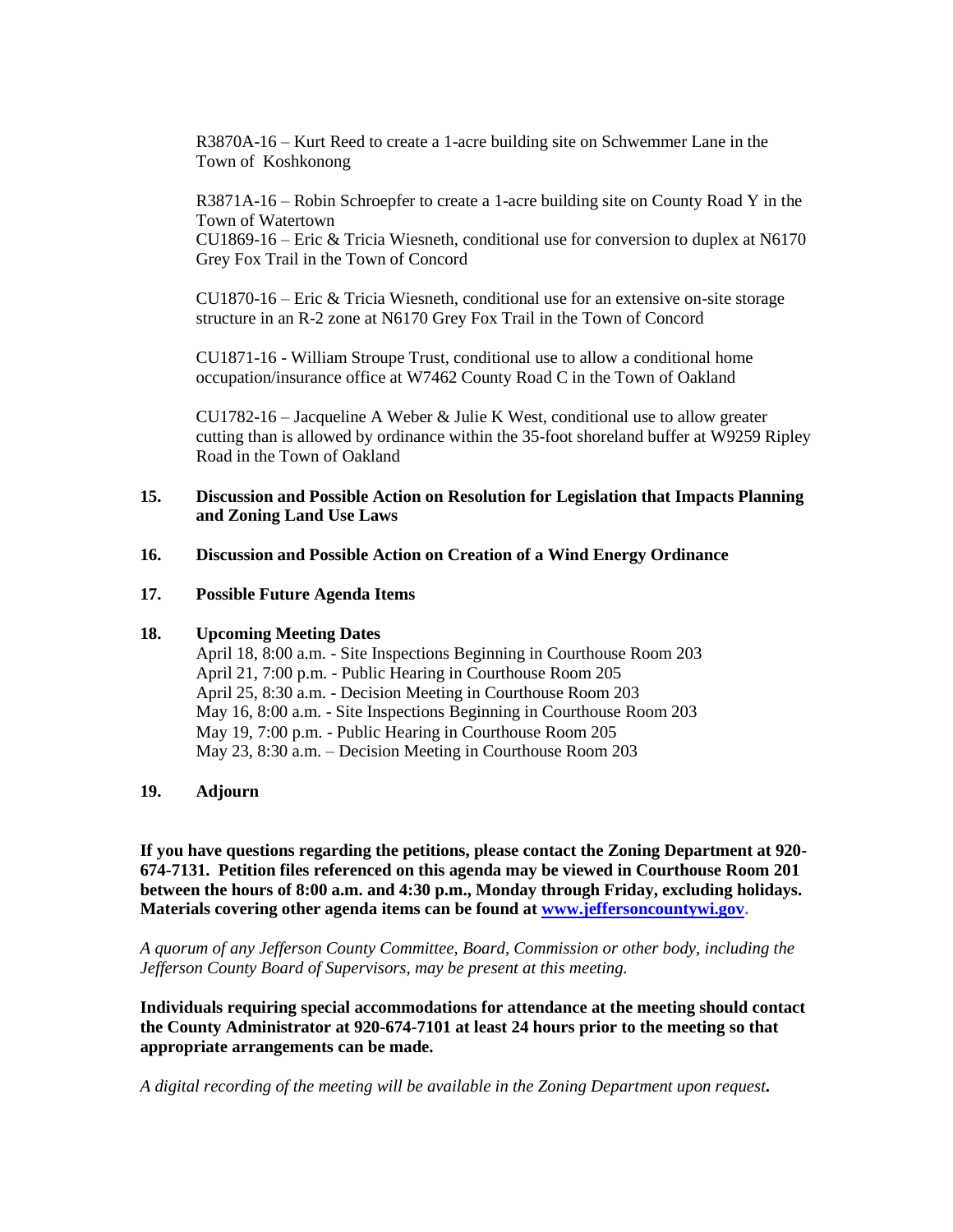R3870A-16 – Kurt Reed to create a 1-acre building site on Schwemmer Lane in the Town of Koshkonong

R3871A-16 – Robin Schroepfer to create a 1-acre building site on County Road Y in the Town of Watertown
CU1869-16 – Eric & Tricia Wiesneth, conditional use for conversion to duplex at N6170 Grey Fox Trail in the Town of Concord

CU1870-16 – Eric & Tricia Wiesneth, conditional use for an extensive on-site storage structure in an R-2 zone at N6170 Grey Fox Trail in the Town of Concord

CU1871-16 - William Stroupe Trust, conditional use to allow a conditional home occupation/insurance office at W7462 County Road C in the Town of Oakland

CU1782-16 – Jacqueline A Weber & Julie K West, conditional use to allow greater cutting than is allowed by ordinance within the 35-foot shoreland buffer at W9259 Ripley Road in the Town of Oakland

**15. Discussion and Possible Action on Resolution for Legislation that Impacts Planning and Zoning Land Use Laws**

**16. Discussion and Possible Action on Creation of a Wind Energy Ordinance**

**17. Possible Future Agenda Items**

**18. Upcoming Meeting Dates**

April 18, 8:00 a.m. - Site Inspections Beginning in Courthouse Room 203
April 21, 7:00 p.m. - Public Hearing in Courthouse Room 205
April 25, 8:30 a.m. - Decision Meeting in Courthouse Room 203
May 16, 8:00 a.m. - Site Inspections Beginning in Courthouse Room 203
May 19, 7:00 p.m. - Public Hearing in Courthouse Room 205
May 23, 8:30 a.m. – Decision Meeting in Courthouse Room 203

**19. Adjourn**

**If you have questions regarding the petitions, please contact the Zoning Department at 920-674-7131. Petition files referenced on this agenda may be viewed in Courthouse Room 201 between the hours of 8:00 a.m. and 4:30 p.m., Monday through Friday, excluding holidays. Materials covering other agenda items can be found at [www.jeffersoncountywi.gov](http://www.jeffersoncountywi.gov).**

*A quorum of any Jefferson County Committee, Board, Commission or other body, including the Jefferson County Board of Supervisors, may be present at this meeting.*

**Individuals requiring special accommodations for attendance at the meeting should contact the County Administrator at 920-674-7101 at least 24 hours prior to the meeting so that appropriate arrangements can be made.**

*A digital recording of the meeting will be available in the Zoning Department upon request.*